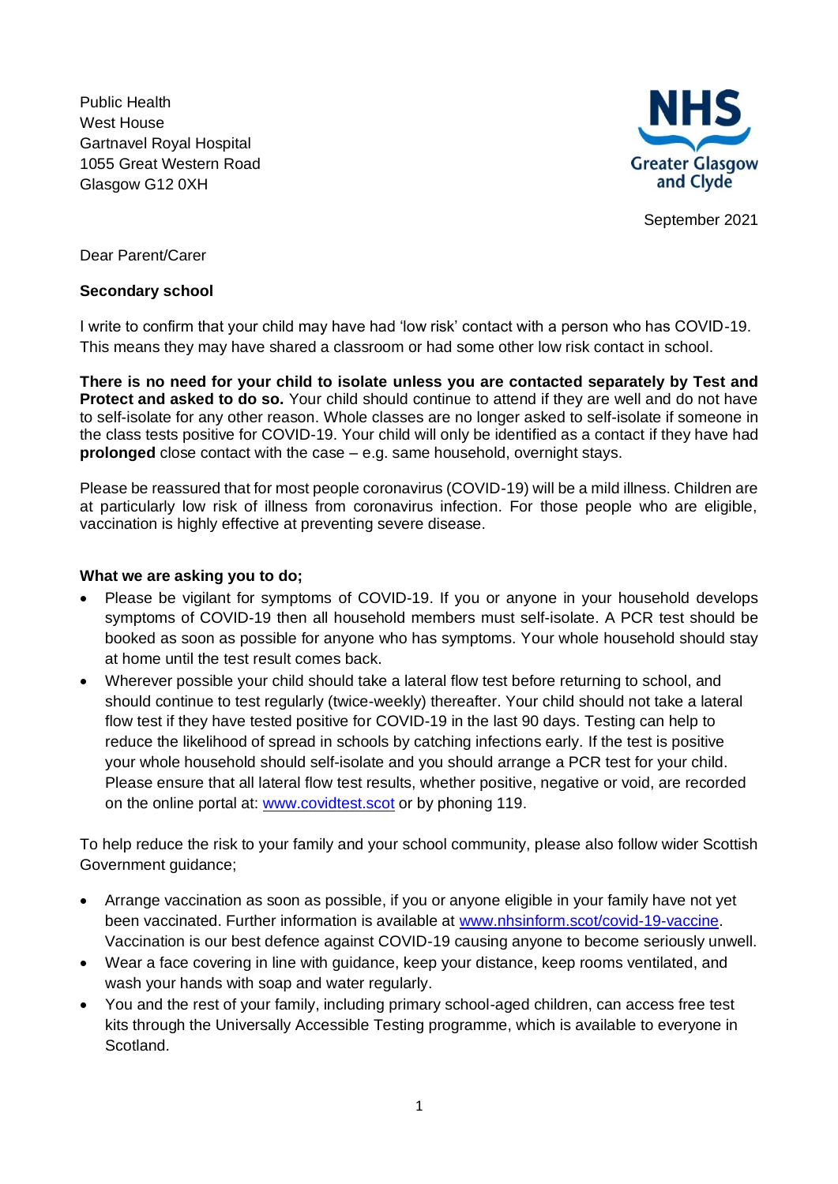Public Health
West House
Gartnavel Royal Hospital
1055 Great Western Road
Glasgow G12 0XH

NHS Greater Glasgow and Clyde

September 2021

Dear Parent/Carer

**Secondary school**

I write to confirm that your child may have had 'low risk' contact with a person who has COVID-19. This means they may have shared a classroom or had some other low risk contact in school.

**There is no need for your child to isolate unless you are contacted separately by Test and Protect and asked to do so.** Your child should continue to attend if they are well and do not have to self-isolate for any other reason. Whole classes are no longer asked to self-isolate if someone in the class tests positive for COVID-19. Your child will only be identified as a contact if they have had **prolonged** close contact with the case – e.g. same household, overnight stays.

Please be reassured that for most people coronavirus (COVID-19) will be a mild illness. Children are at particularly low risk of illness from coronavirus infection. For those people who are eligible, vaccination is highly effective at preventing severe disease.

**What we are asking you to do;**

- Please be vigilant for symptoms of COVID-19. If you or anyone in your household develops symptoms of COVID-19 then all household members must self-isolate. A PCR test should be booked as soon as possible for anyone who has symptoms. Your whole household should stay at home until the test result comes back.
- Wherever possible your child should take a lateral flow test before returning to school, and should continue to test regularly (twice-weekly) thereafter. Your child should not take a lateral flow test if they have tested positive for COVID-19 in the last 90 days. Testing can help to reduce the likelihood of spread in schools by catching infections early. If the test is positive your whole household should self-isolate and you should arrange a PCR test for your child. Please ensure that all lateral flow test results, whether positive, negative or void, are recorded on the online portal at: [www.covidtest.scot](http://www.covidtest.scot) or by phoning 119.

To help reduce the risk to your family and your school community, please also follow wider Scottish Government guidance;

- Arrange vaccination as soon as possible, if you or anyone eligible in your family have not yet been vaccinated. Further information is available at [www.nhsinform.scot/covid-19-vaccine](http://www.nhsinform.scot/covid-19-vaccine). Vaccination is our best defence against COVID-19 causing anyone to become seriously unwell.
- Wear a face covering in line with guidance, keep your distance, keep rooms ventilated, and wash your hands with soap and water regularly.
- You and the rest of your family, including primary school-aged children, can access free test kits through the Universally Accessible Testing programme, which is available to everyone in Scotland.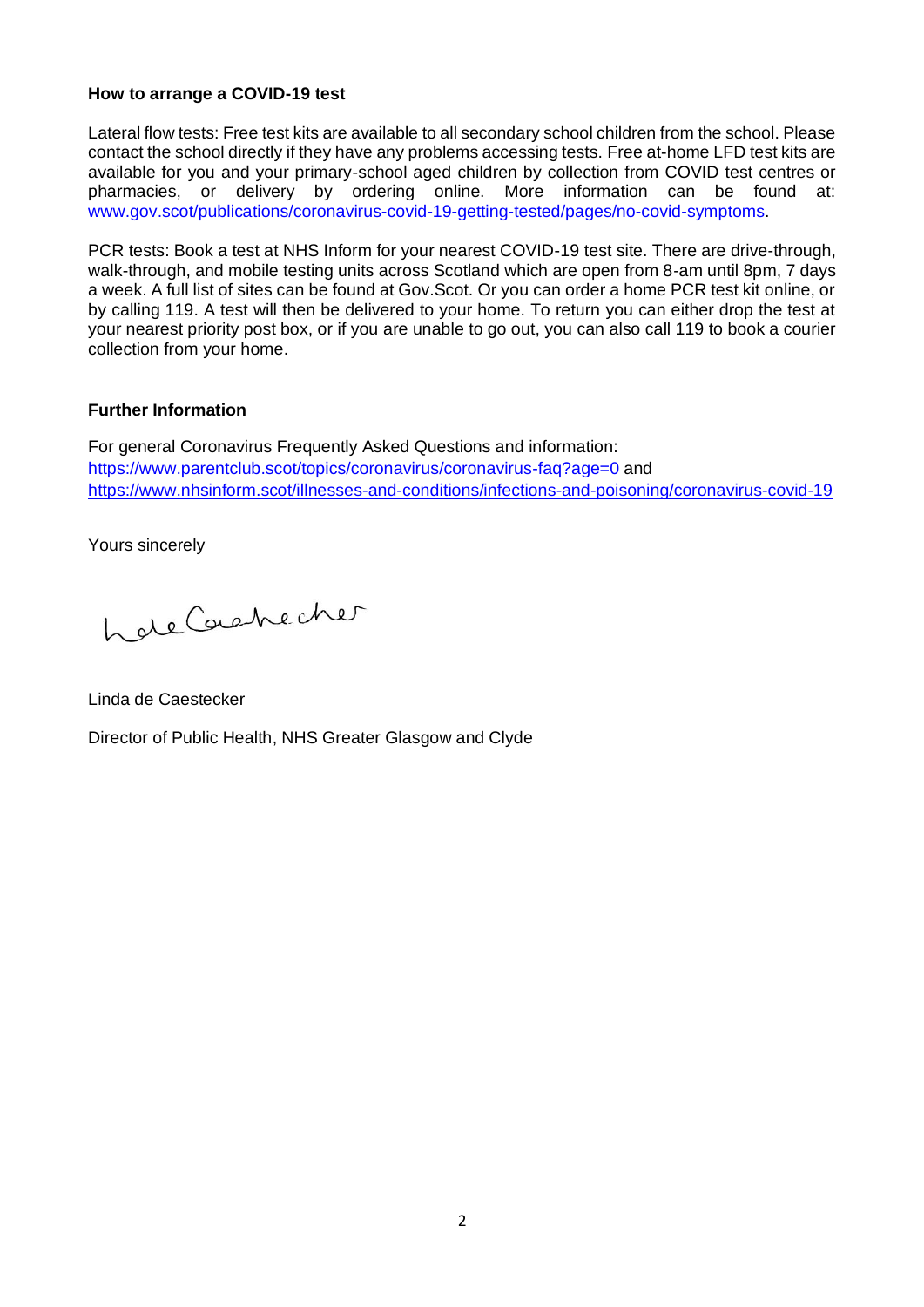**How to arrange a COVID-19 test**

Lateral flow tests: Free test kits are available to all secondary school children from the school. Please contact the school directly if they have any problems accessing tests. Free at-home LFD test kits are available for you and your primary-school aged children by collection from COVID test centres or pharmacies, or delivery by ordering online. More information can be found at: [www.gov.scot/publications/coronavirus-covid-19-getting-tested/pages/no-covid-symptoms](http://www.gov.scot/publications/coronavirus-covid-19-getting-tested/pages/no-covid-symptoms).

PCR tests: Book a test at NHS Inform for your nearest COVID-19 test site. There are drive-through, walk-through, and mobile testing units across Scotland which are open from 8-am until 8pm, 7 days a week. A full list of sites can be found at Gov.Scot. Or you can order a home PCR test kit online, or by calling 119. A test will then be delivered to your home. To return you can either drop the test at your nearest priority post box, or if you are unable to go out, you can also call 119 to book a courier collection from your home.

**Further Information**

For general Coronavirus Frequently Asked Questions and information:
[https://www.parentclub.scot/topics/coronavirus/coronavirus-faq?age=0](https://www.parentclub.scot/topics/coronavirus/coronavirus-faq?age=0) and
[https://www.nhsinform.scot/illnesses-and-conditions/infections-and-poisoning/coronavirus-covid-19](https://www.nhsinform.scot/illnesses-and-conditions/infections-and-poisoning/coronavirus-covid-19)

Yours sincerely

Linda de Caestecker

Director of Public Health, NHS Greater Glasgow and Clyde